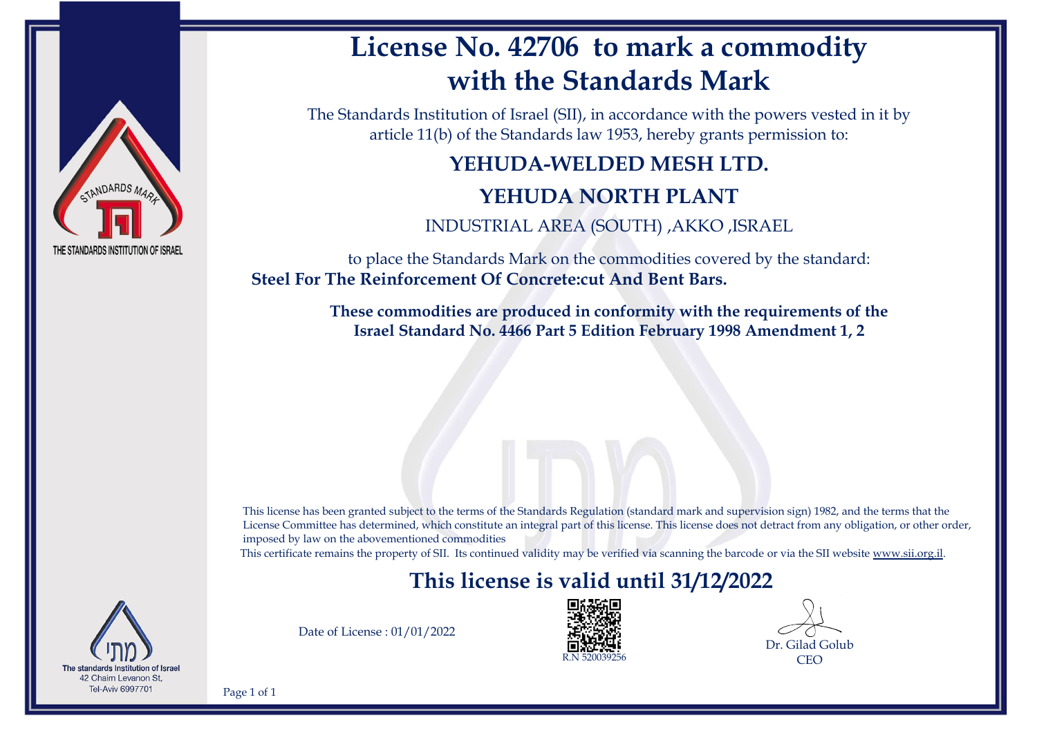# License No. 42706 to mark a commodity with the Standards Mark

STANDARDS MARK

THE STANDARDS INSTITUTION OF ISRAEL

The Standards Institution of Israel (SII), in accordance with the powers vested in it by article 11(b) of the Standards law 1953, hereby grants permission to:

## YEHUDA-WELDED MESH LTD.

## YEHUDA NORTH PLANT

INDUSTRIAL AREA (SOUTH) ,AKKO ,ISRAEL

to place the Standards Mark on the commodities covered by the standard:

**Steel For The Reinforcement Of Concrete:cut And Bent Bars.**

**These commodities are produced in conformity with the requirements of the Israel Standard No. 4466 Part 5 Edition February 1998 Amendment 1, 2**

This license has been granted subject to the terms of the Standards Regulation (standard mark and supervision sign) 1982, and the terms that the License Committee has determined, which constitute an integral part of this license. This license does not detract from any obligation, or other order, imposed by law on the abovementioned commodities

This certificate remains the property of SII. Its continued validity may be verified via scanning the barcode or via the SII website www.sii.org.il.

## This license is valid until 31/12/2022

Date of License : 01/01/2022

R.N 520039256

Dr. Gilad Golub
CEO

מתי
The standards Institution of Israel
42 Chaim Levanon St,
Tel-Aviv 6997701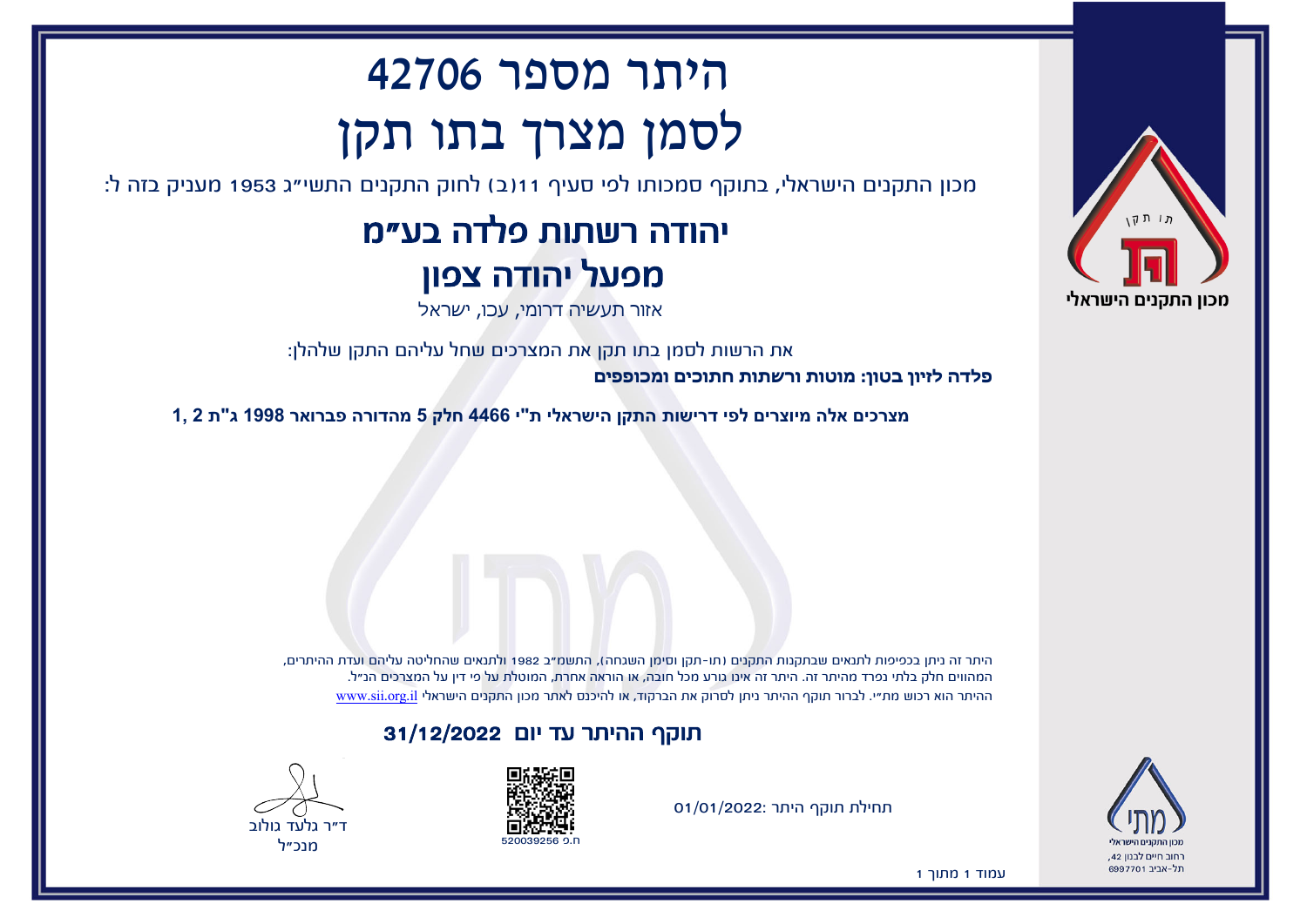# היתר מספר 42706
# לסמן מצרך בתו תקן

מכון התקנים הישראלי, בתוקף סמכותו לפי סעיף 11(ב) לחוק התקנים התשי"ג 1953 מעניק בזה ל:

## יהודה רשתות פלדה בע"מ
## מפעל יהודה צפון

אזור תעשיה דרומי, עכו, ישראל

את הרשות לסמן בתו תקן את המצרכים שחל עליהם התקן שלהלן:

**פלדה לזיון בטון: מוטות ורשתות חתוכים ומכופפים**

**מצרכים אלה מיוצרים לפי דרישות התקן הישראלי ת"י 4466 חלק 5 מהדורה פברואר 1998 ג"ת 2 ,1**

היתר זה ניתן בכפיפות לתנאים שבתקנות התקנים (תו-תקן וסימן השגחה), התשמ"ב 1982 ולתנאים שהחליטה עליהם ועדת ההיתרים, המהווים חלק בלתי נפרד מהיתר זה. היתר זה אינו גורע מכל חובה, או הוראה אחרת, המוטלת על פי דין על המצרכים הנ"ל.
ההיתר הוא רכוש מת"י. לברור תוקף ההיתר ניתן לסרוק את הברקוד, או להיכנס לאתר מכון התקנים הישראלי www.sii.org.il

**תוקף ההיתר עד יום 31/12/2022**

תחילת תוקף היתר: 01/01/2022

ח.פ 520039256

ד"ר גלעד גולוב
מנכ"ל

מכון התקנים הישראלי
רחוב חיים לבנון 42,
תל-אביב 6997701